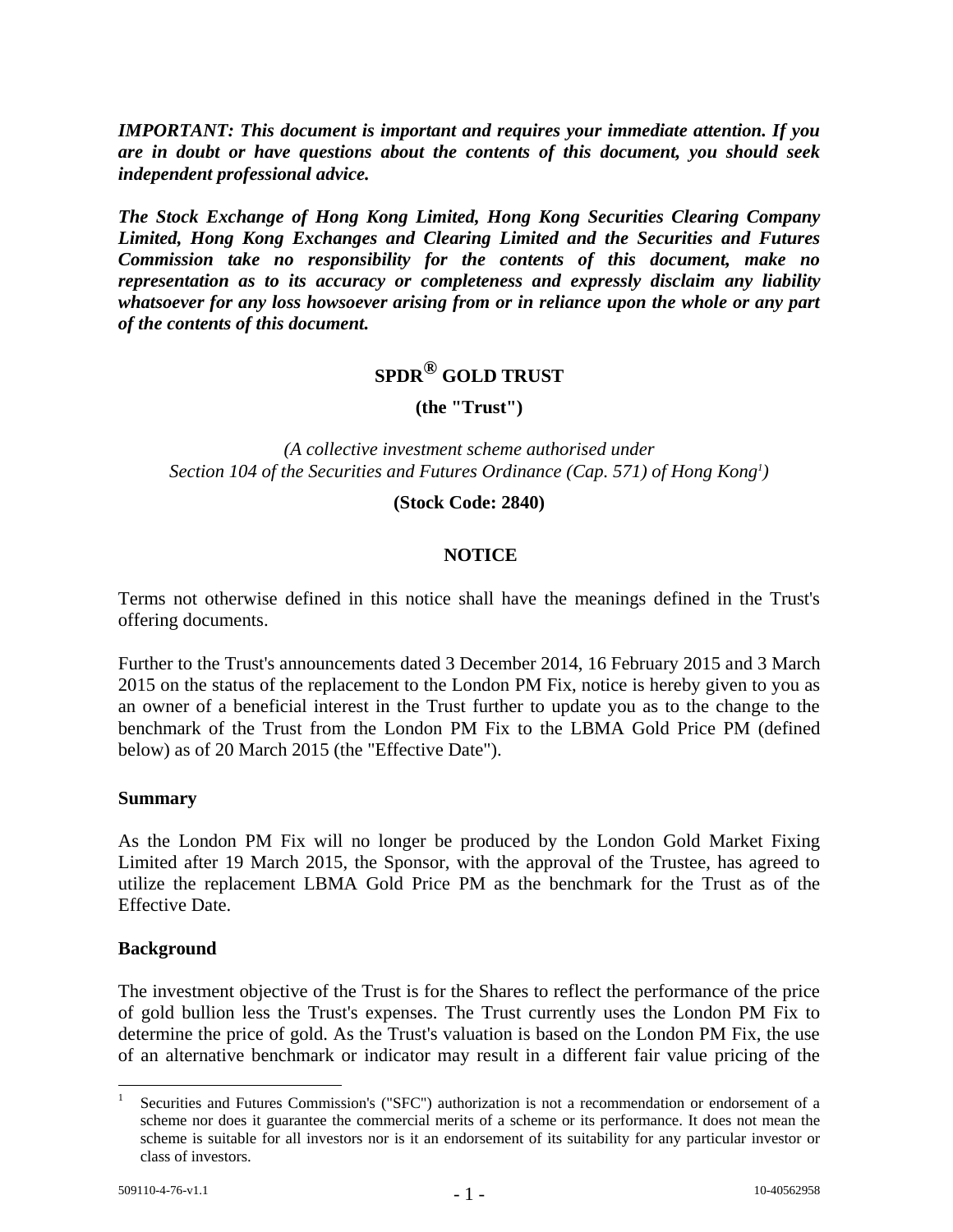***IMPORTANT: This document is important and requires your immediate attention. If you are in doubt or have questions about the contents of this document, you should seek independent professional advice.***

***The Stock Exchange of Hong Kong Limited, Hong Kong Securities Clearing Company Limited, Hong Kong Exchanges and Clearing Limited and the Securities and Futures Commission take no responsibility for the contents of this document, make no representation as to its accuracy or completeness and expressly disclaim any liability whatsoever for any loss howsoever arising from or in reliance upon the whole or any part of the contents of this document.***

# SPDR® GOLD TRUST

**(the "Trust")**

*(A collective investment scheme authorised under Section 104 of the Securities and Futures Ordinance (Cap. 571) of Hong Kong[1])*

**(Stock Code: 2840)**

## NOTICE

Terms not otherwise defined in this notice shall have the meanings defined in the Trust's offering documents.

Further to the Trust's announcements dated 3 December 2014, 16 February 2015 and 3 March 2015 on the status of the replacement to the London PM Fix, notice is hereby given to you as an owner of a beneficial interest in the Trust further to update you as to the change to the benchmark of the Trust from the London PM Fix to the LBMA Gold Price PM (defined below) as of 20 March 2015 (the "Effective Date").

### Summary

As the London PM Fix will no longer be produced by the London Gold Market Fixing Limited after 19 March 2015, the Sponsor, with the approval of the Trustee, has agreed to utilize the replacement LBMA Gold Price PM as the benchmark for the Trust as of the Effective Date.

### Background

The investment objective of the Trust is for the Shares to reflect the performance of the price of gold bullion less the Trust's expenses. The Trust currently uses the London PM Fix to determine the price of gold. As the Trust's valuation is based on the London PM Fix, the use of an alternative benchmark or indicator may result in a different fair value pricing of the

[1] Securities and Futures Commission's ("SFC") authorization is not a recommendation or endorsement of a scheme nor does it guarantee the commercial merits of a scheme or its performance. It does not mean the scheme is suitable for all investors nor is it an endorsement of its suitability for any particular investor or class of investors.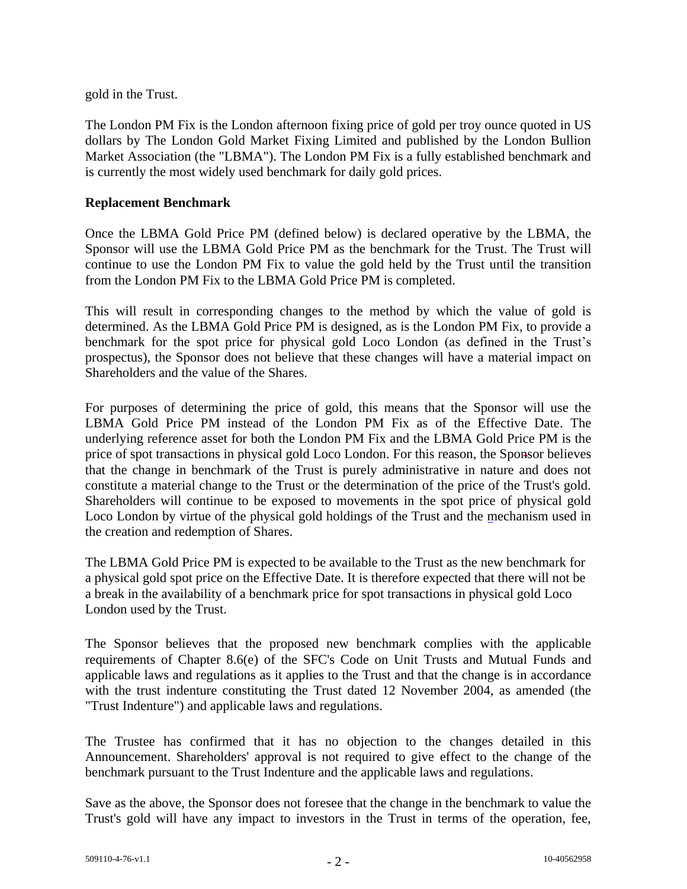gold in the Trust.

The London PM Fix is the London afternoon fixing price of gold per troy ounce quoted in US dollars by The London Gold Market Fixing Limited and published by the London Bullion Market Association (the "LBMA"). The London PM Fix is a fully established benchmark and is currently the most widely used benchmark for daily gold prices.

**Replacement Benchmark**

Once the LBMA Gold Price PM (defined below) is declared operative by the LBMA, the Sponsor will use the LBMA Gold Price PM as the benchmark for the Trust. The Trust will continue to use the London PM Fix to value the gold held by the Trust until the transition from the London PM Fix to the LBMA Gold Price PM is completed.

This will result in corresponding changes to the method by which the value of gold is determined. As the LBMA Gold Price PM is designed, as is the London PM Fix, to provide a benchmark for the spot price for physical gold Loco London (as defined in the Trust's prospectus), the Sponsor does not believe that these changes will have a material impact on Shareholders and the value of the Shares.

For purposes of determining the price of gold, this means that the Sponsor will use the LBMA Gold Price PM instead of the London PM Fix as of the Effective Date. The underlying reference asset for both the London PM Fix and the LBMA Gold Price PM is the price of spot transactions in physical gold Loco London. For this reason, the Sponsor believes that the change in benchmark of the Trust is purely administrative in nature and does not constitute a material change to the Trust or the determination of the price of the Trust's gold. Shareholders will continue to be exposed to movements in the spot price of physical gold Loco London by virtue of the physical gold holdings of the Trust and the mechanism used in the creation and redemption of Shares.

The LBMA Gold Price PM is expected to be available to the Trust as the new benchmark for a physical gold spot price on the Effective Date. It is therefore expected that there will not be a break in the availability of a benchmark price for spot transactions in physical gold Loco London used by the Trust.

The Sponsor believes that the proposed new benchmark complies with the applicable requirements of Chapter 8.6(e) of the SFC's Code on Unit Trusts and Mutual Funds and applicable laws and regulations as it applies to the Trust and that the change is in accordance with the trust indenture constituting the Trust dated 12 November 2004, as amended (the "Trust Indenture") and applicable laws and regulations.

The Trustee has confirmed that it has no objection to the changes detailed in this Announcement. Shareholders' approval is not required to give effect to the change of the benchmark pursuant to the Trust Indenture and the applicable laws and regulations.

Save as the above, the Sponsor does not foresee that the change in the benchmark to value the Trust's gold will have any impact to investors in the Trust in terms of the operation, fee,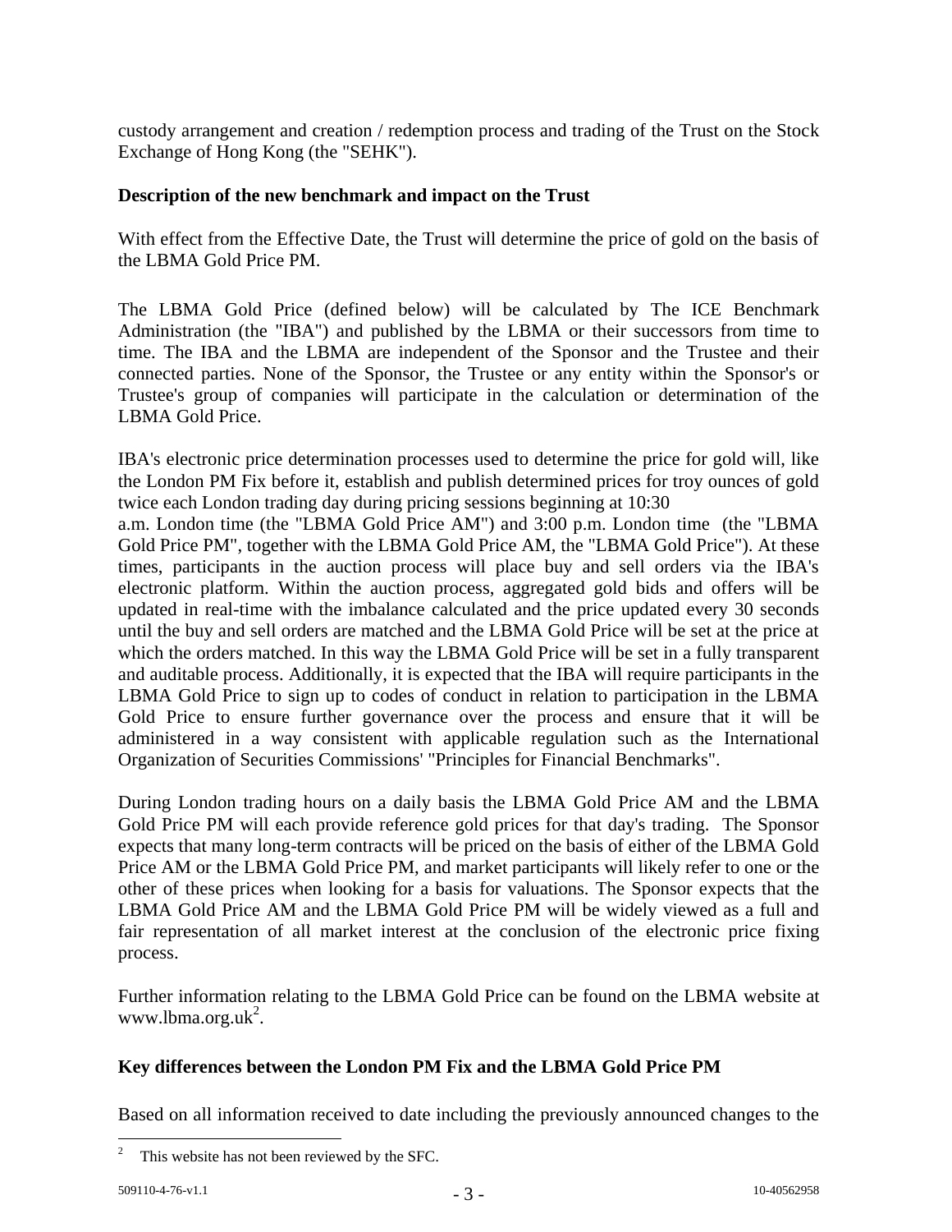custody arrangement and creation / redemption process and trading of the Trust on the Stock Exchange of Hong Kong (the "SEHK").

**Description of the new benchmark and impact on the Trust**

With effect from the Effective Date, the Trust will determine the price of gold on the basis of the LBMA Gold Price PM.

The LBMA Gold Price (defined below) will be calculated by The ICE Benchmark Administration (the "IBA") and published by the LBMA or their successors from time to time. The IBA and the LBMA are independent of the Sponsor and the Trustee and their connected parties. None of the Sponsor, the Trustee or any entity within the Sponsor's or Trustee's group of companies will participate in the calculation or determination of the LBMA Gold Price.

IBA's electronic price determination processes used to determine the price for gold will, like the London PM Fix before it, establish and publish determined prices for troy ounces of gold twice each London trading day during pricing sessions beginning at 10:30 a.m. London time (the "LBMA Gold Price AM") and 3:00 p.m. London time (the "LBMA Gold Price PM", together with the LBMA Gold Price AM, the "LBMA Gold Price"). At these times, participants in the auction process will place buy and sell orders via the IBA's electronic platform. Within the auction process, aggregated gold bids and offers will be updated in real-time with the imbalance calculated and the price updated every 30 seconds until the buy and sell orders are matched and the LBMA Gold Price will be set at the price at which the orders matched. In this way the LBMA Gold Price will be set in a fully transparent and auditable process. Additionally, it is expected that the IBA will require participants in the LBMA Gold Price to sign up to codes of conduct in relation to participation in the LBMA Gold Price to ensure further governance over the process and ensure that it will be administered in a way consistent with applicable regulation such as the International Organization of Securities Commissions' "Principles for Financial Benchmarks".

During London trading hours on a daily basis the LBMA Gold Price AM and the LBMA Gold Price PM will each provide reference gold prices for that day's trading. The Sponsor expects that many long-term contracts will be priced on the basis of either of the LBMA Gold Price AM or the LBMA Gold Price PM, and market participants will likely refer to one or the other of these prices when looking for a basis for valuations. The Sponsor expects that the LBMA Gold Price AM and the LBMA Gold Price PM will be widely viewed as a full and fair representation of all market interest at the conclusion of the electronic price fixing process.

Further information relating to the LBMA Gold Price can be found on the LBMA website at www.lbma.org.uk[2].

**Key differences between the London PM Fix and the LBMA Gold Price PM**

Based on all information received to date including the previously announced changes to the

[2] This website has not been reviewed by the SFC.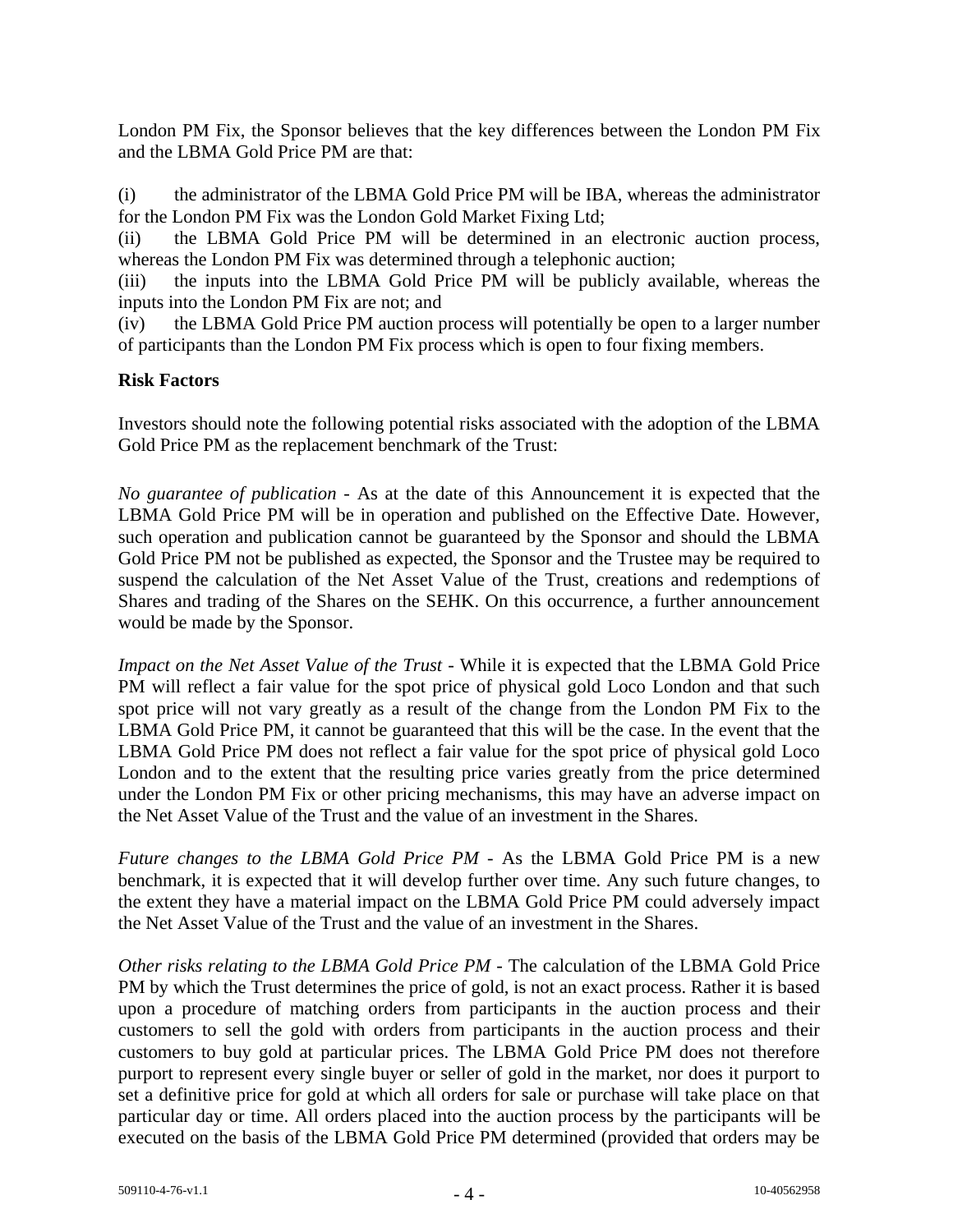London PM Fix, the Sponsor believes that the key differences between the London PM Fix and the LBMA Gold Price PM are that:

(i) the administrator of the LBMA Gold Price PM will be IBA, whereas the administrator for the London PM Fix was the London Gold Market Fixing Ltd;
(ii) the LBMA Gold Price PM will be determined in an electronic auction process, whereas the London PM Fix was determined through a telephonic auction;
(iii) the inputs into the LBMA Gold Price PM will be publicly available, whereas the inputs into the London PM Fix are not; and
(iv) the LBMA Gold Price PM auction process will potentially be open to a larger number of participants than the London PM Fix process which is open to four fixing members.

**Risk Factors**

Investors should note the following potential risks associated with the adoption of the LBMA Gold Price PM as the replacement benchmark of the Trust:

*No guarantee of publication* - As at the date of this Announcement it is expected that the LBMA Gold Price PM will be in operation and published on the Effective Date. However, such operation and publication cannot be guaranteed by the Sponsor and should the LBMA Gold Price PM not be published as expected, the Sponsor and the Trustee may be required to suspend the calculation of the Net Asset Value of the Trust, creations and redemptions of Shares and trading of the Shares on the SEHK. On this occurrence, a further announcement would be made by the Sponsor.

*Impact on the Net Asset Value of the Trust* - While it is expected that the LBMA Gold Price PM will reflect a fair value for the spot price of physical gold Loco London and that such spot price will not vary greatly as a result of the change from the London PM Fix to the LBMA Gold Price PM, it cannot be guaranteed that this will be the case. In the event that the LBMA Gold Price PM does not reflect a fair value for the spot price of physical gold Loco London and to the extent that the resulting price varies greatly from the price determined under the London PM Fix or other pricing mechanisms, this may have an adverse impact on the Net Asset Value of the Trust and the value of an investment in the Shares.

*Future changes to the LBMA Gold Price PM* - As the LBMA Gold Price PM is a new benchmark, it is expected that it will develop further over time. Any such future changes, to the extent they have a material impact on the LBMA Gold Price PM could adversely impact the Net Asset Value of the Trust and the value of an investment in the Shares.

*Other risks relating to the LBMA Gold Price PM* - The calculation of the LBMA Gold Price PM by which the Trust determines the price of gold, is not an exact process. Rather it is based upon a procedure of matching orders from participants in the auction process and their customers to sell the gold with orders from participants in the auction process and their customers to buy gold at particular prices. The LBMA Gold Price PM does not therefore purport to represent every single buyer or seller of gold in the market, nor does it purport to set a definitive price for gold at which all orders for sale or purchase will take place on that particular day or time. All orders placed into the auction process by the participants will be executed on the basis of the LBMA Gold Price PM determined (provided that orders may be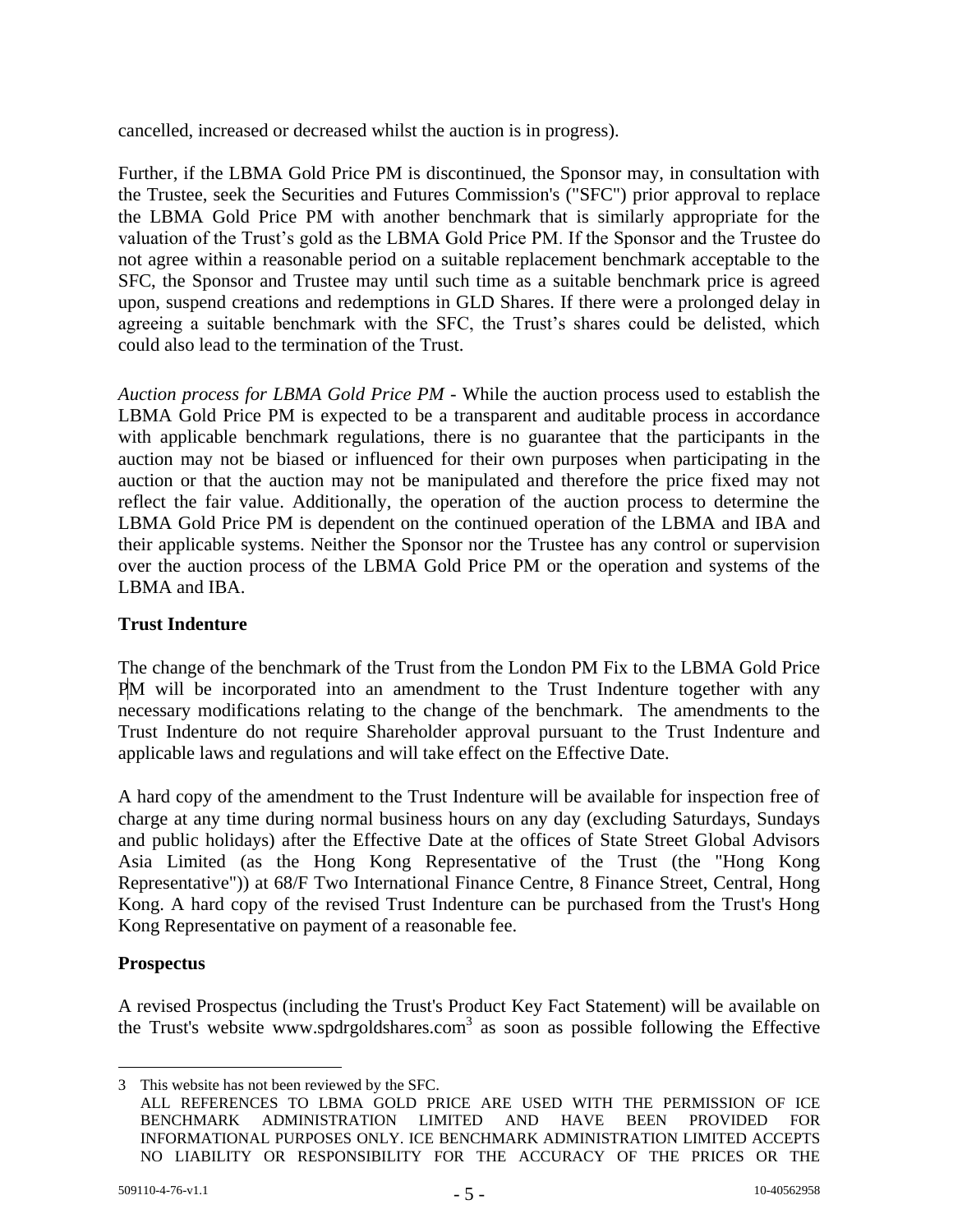cancelled, increased or decreased whilst the auction is in progress).

Further, if the LBMA Gold Price PM is discontinued, the Sponsor may, in consultation with the Trustee, seek the Securities and Futures Commission's ("SFC") prior approval to replace the LBMA Gold Price PM with another benchmark that is similarly appropriate for the valuation of the Trust's gold as the LBMA Gold Price PM. If the Sponsor and the Trustee do not agree within a reasonable period on a suitable replacement benchmark acceptable to the SFC, the Sponsor and Trustee may until such time as a suitable benchmark price is agreed upon, suspend creations and redemptions in GLD Shares. If there were a prolonged delay in agreeing a suitable benchmark with the SFC, the Trust's shares could be delisted, which could also lead to the termination of the Trust.

*Auction process for LBMA Gold Price PM* - While the auction process used to establish the LBMA Gold Price PM is expected to be a transparent and auditable process in accordance with applicable benchmark regulations, there is no guarantee that the participants in the auction may not be biased or influenced for their own purposes when participating in the auction or that the auction may not be manipulated and therefore the price fixed may not reflect the fair value. Additionally, the operation of the auction process to determine the LBMA Gold Price PM is dependent on the continued operation of the LBMA and IBA and their applicable systems. Neither the Sponsor nor the Trustee has any control or supervision over the auction process of the LBMA Gold Price PM or the operation and systems of the LBMA and IBA.

**Trust Indenture**

The change of the benchmark of the Trust from the London PM Fix to the LBMA Gold Price PM will be incorporated into an amendment to the Trust Indenture together with any necessary modifications relating to the change of the benchmark. The amendments to the Trust Indenture do not require Shareholder approval pursuant to the Trust Indenture and applicable laws and regulations and will take effect on the Effective Date.

A hard copy of the amendment to the Trust Indenture will be available for inspection free of charge at any time during normal business hours on any day (excluding Saturdays, Sundays and public holidays) after the Effective Date at the offices of State Street Global Advisors Asia Limited (as the Hong Kong Representative of the Trust (the "Hong Kong Representative")) at 68/F Two International Finance Centre, 8 Finance Street, Central, Hong Kong. A hard copy of the revised Trust Indenture can be purchased from the Trust's Hong Kong Representative on payment of a reasonable fee.

**Prospectus**

A revised Prospectus (including the Trust's Product Key Fact Statement) will be available on the Trust's website www.spdrgoldshares.com[3] as soon as possible following the Effective

---

3 This website has not been reviewed by the SFC.
ALL REFERENCES TO LBMA GOLD PRICE ARE USED WITH THE PERMISSION OF ICE BENCHMARK ADMINISTRATION LIMITED AND HAVE BEEN PROVIDED FOR INFORMATIONAL PURPOSES ONLY. ICE BENCHMARK ADMINISTRATION LIMITED ACCEPTS NO LIABILITY OR RESPONSIBILITY FOR THE ACCURACY OF THE PRICES OR THE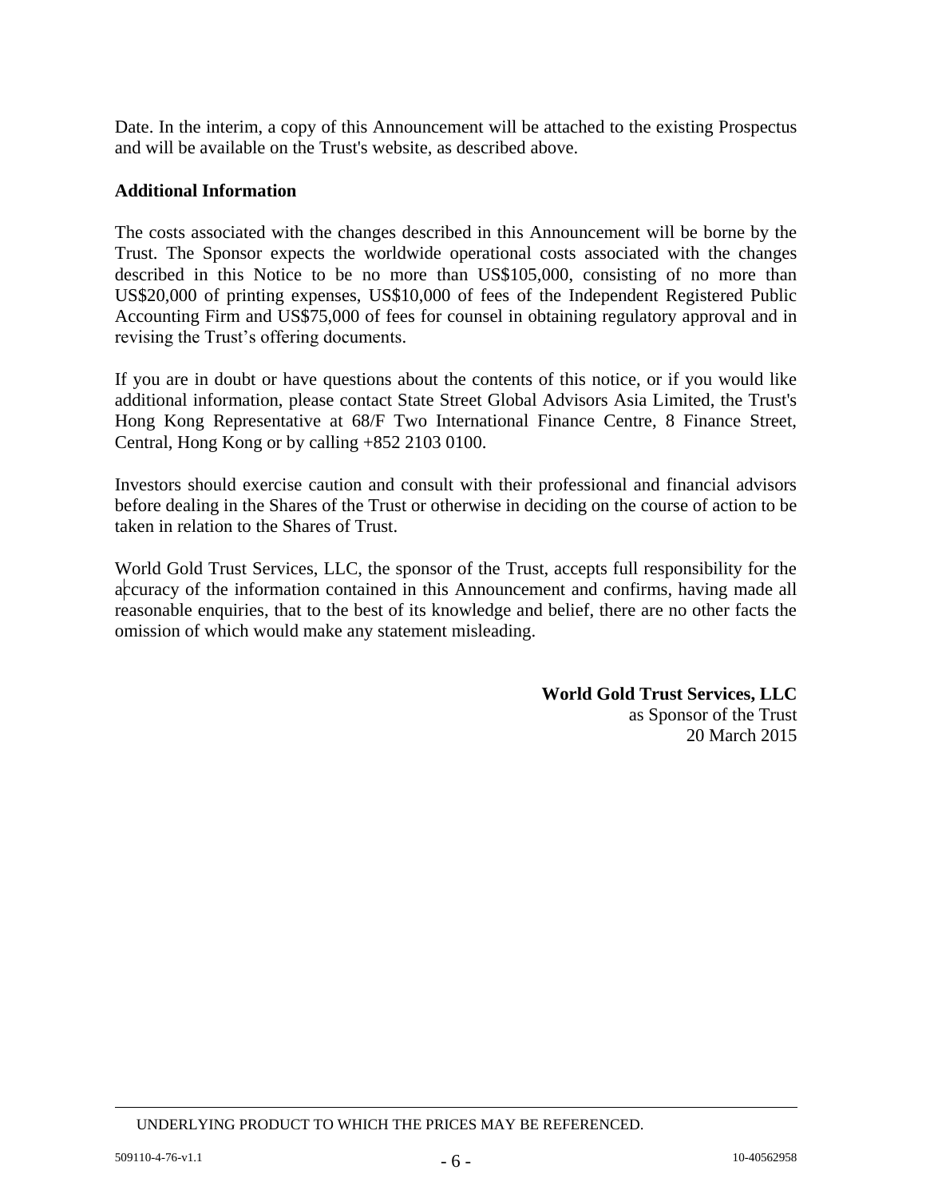Date. In the interim, a copy of this Announcement will be attached to the existing Prospectus and will be available on the Trust's website, as described above.

**Additional Information**

The costs associated with the changes described in this Announcement will be borne by the Trust. The Sponsor expects the worldwide operational costs associated with the changes described in this Notice to be no more than US$105,000, consisting of no more than US$20,000 of printing expenses, US$10,000 of fees of the Independent Registered Public Accounting Firm and US$75,000 of fees for counsel in obtaining regulatory approval and in revising the Trust's offering documents.

If you are in doubt or have questions about the contents of this notice, or if you would like additional information, please contact State Street Global Advisors Asia Limited, the Trust's Hong Kong Representative at 68/F Two International Finance Centre, 8 Finance Street, Central, Hong Kong or by calling +852 2103 0100.

Investors should exercise caution and consult with their professional and financial advisors before dealing in the Shares of the Trust or otherwise in deciding on the course of action to be taken in relation to the Shares of Trust.

World Gold Trust Services, LLC, the sponsor of the Trust, accepts full responsibility for the accuracy of the information contained in this Announcement and confirms, having made all reasonable enquiries, that to the best of its knowledge and belief, there are no other facts the omission of which would make any statement misleading.

**World Gold Trust Services, LLC**
as Sponsor of the Trust
20 March 2015

UNDERLYING PRODUCT TO WHICH THE PRICES MAY BE REFERENCED.